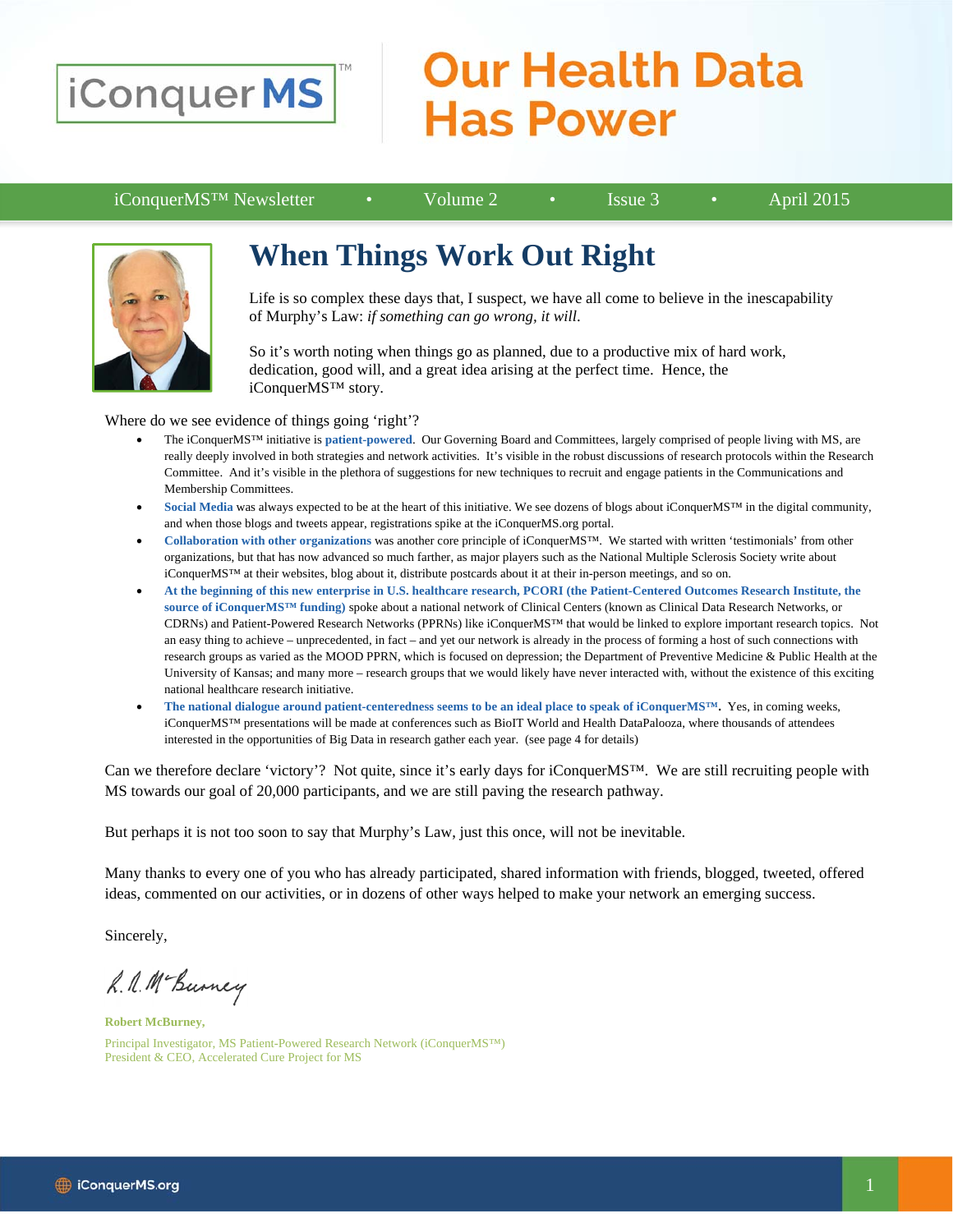iConquer MS™

# Our Health Data Has Power

iConquerMS™ Newsletter • Volume 2 • Issue 3 • April 2015

## When Things Work Out Right

Life is so complex these days that, I suspect, we have all come to believe in the inescapability of Murphy's Law: *if something can go wrong, it will.*

So it's worth noting when things go as planned, due to a productive mix of hard work, dedication, good will, and a great idea arising at the perfect time. Hence, the iConquerMS™ story.

Where do we see evidence of things going 'right'?

- The iConquerMS™ initiative is **patient-powered**. Our Governing Board and Committees, largely comprised of people living with MS, are really deeply involved in both strategies and network activities. It's visible in the robust discussions of research protocols within the Research Committee. And it's visible in the plethora of suggestions for new techniques to recruit and engage patients in the Communications and Membership Committees.
- **Social Media** was always expected to be at the heart of this initiative. We see dozens of blogs about iConquerMS™ in the digital community, and when those blogs and tweets appear, registrations spike at the iConquerMS.org portal.
- **Collaboration with other organizations** was another core principle of iConquerMS™. We started with written 'testimonials' from other organizations, but that has now advanced so much farther, as major players such as the National Multiple Sclerosis Society write about iConquerMS™ at their websites, blog about it, distribute postcards about it at their in-person meetings, and so on.
- **At the beginning of this new enterprise in U.S. healthcare research, PCORI (the Patient-Centered Outcomes Research Institute, the source of iConquerMS™ funding)** spoke about a national network of Clinical Centers (known as Clinical Data Research Networks, or CDRNs) and Patient-Powered Research Networks (PPRNs) like iConquerMS™ that would be linked to explore important research topics. Not an easy thing to achieve – unprecedented, in fact – and yet our network is already in the process of forming a host of such connections with research groups as varied as the MOOD PPRN, which is focused on depression; the Department of Preventive Medicine & Public Health at the University of Kansas; and many more – research groups that we would likely have never interacted with, without the existence of this exciting national healthcare research initiative.
- **The national dialogue around patient-centeredness seems to be an ideal place to speak of iConquerMS™.** Yes, in coming weeks, iConquerMS™ presentations will be made at conferences such as BioIT World and Health DataPalooza, where thousands of attendees interested in the opportunities of Big Data in research gather each year. (see page 4 for details)

Can we therefore declare 'victory'? Not quite, since it's early days for iConquerMS™. We are still recruiting people with MS towards our goal of 20,000 participants, and we are still paving the research pathway.

But perhaps it is not too soon to say that Murphy's Law, just this once, will not be inevitable.

Many thanks to every one of you who has already participated, shared information with friends, blogged, tweeted, offered ideas, commented on our activities, or in dozens of other ways helped to make your network an emerging success.

Sincerely,

R. R. McBurney

**Robert McBurney,**
Principal Investigator, MS Patient-Powered Research Network (iConquerMS™)
President & CEO, Accelerated Cure Project for MS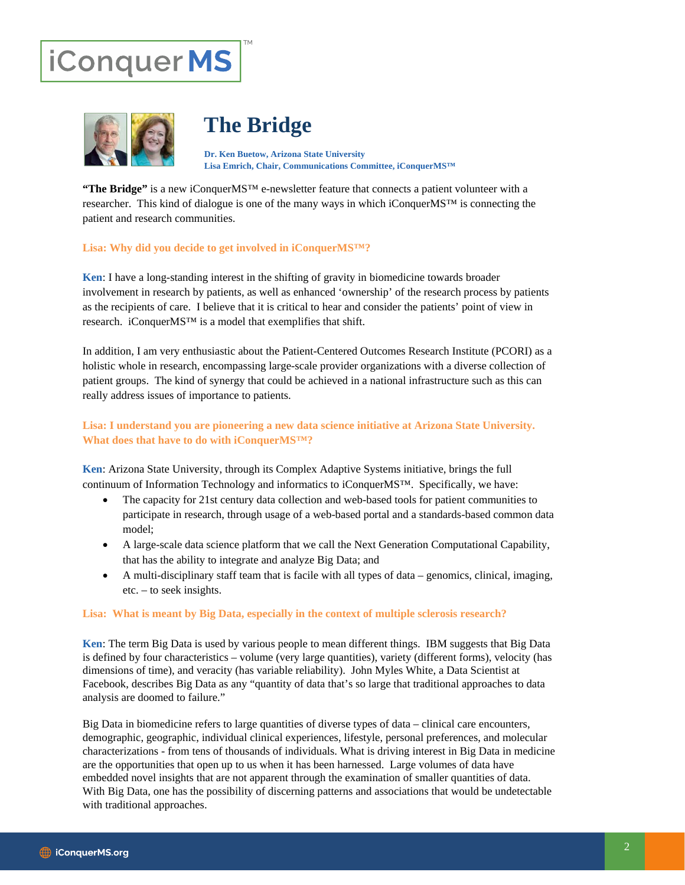# The Bridge

**Dr. Ken Buetow, Arizona State University**
**Lisa Emrich, Chair, Communications Committee, iConquerMS™**

**"The Bridge"** is a new iConquerMS™ e-newsletter feature that connects a patient volunteer with a researcher. This kind of dialogue is one of the many ways in which iConquerMS™ is connecting the patient and research communities.

**Lisa: Why did you decide to get involved in iConquerMS™?**

**Ken**: I have a long-standing interest in the shifting of gravity in biomedicine towards broader involvement in research by patients, as well as enhanced 'ownership' of the research process by patients as the recipients of care. I believe that it is critical to hear and consider the patients' point of view in research. iConquerMS™ is a model that exemplifies that shift.

In addition, I am very enthusiastic about the Patient-Centered Outcomes Research Institute (PCORI) as a holistic whole in research, encompassing large-scale provider organizations with a diverse collection of patient groups. The kind of synergy that could be achieved in a national infrastructure such as this can really address issues of importance to patients.

**Lisa: I understand you are pioneering a new data science initiative at Arizona State University. What does that have to do with iConquerMS™?**

**Ken**: Arizona State University, through its Complex Adaptive Systems initiative, brings the full continuum of Information Technology and informatics to iConquerMS™. Specifically, we have:

- The capacity for 21st century data collection and web-based tools for patient communities to participate in research, through usage of a web-based portal and a standards-based common data model;
- A large-scale data science platform that we call the Next Generation Computational Capability, that has the ability to integrate and analyze Big Data; and
- A multi-disciplinary staff team that is facile with all types of data – genomics, clinical, imaging, etc. – to seek insights.

**Lisa: What is meant by Big Data, especially in the context of multiple sclerosis research?**

**Ken**: The term Big Data is used by various people to mean different things. IBM suggests that Big Data is defined by four characteristics – volume (very large quantities), variety (different forms), velocity (has dimensions of time), and veracity (has variable reliability). John Myles White, a Data Scientist at Facebook, describes Big Data as any "quantity of data that's so large that traditional approaches to data analysis are doomed to failure."

Big Data in biomedicine refers to large quantities of diverse types of data – clinical care encounters, demographic, geographic, individual clinical experiences, lifestyle, personal preferences, and molecular characterizations - from tens of thousands of individuals. What is driving interest in Big Data in medicine are the opportunities that open up to us when it has been harnessed. Large volumes of data have embedded novel insights that are not apparent through the examination of smaller quantities of data. With Big Data, one has the possibility of discerning patterns and associations that would be undetectable with traditional approaches.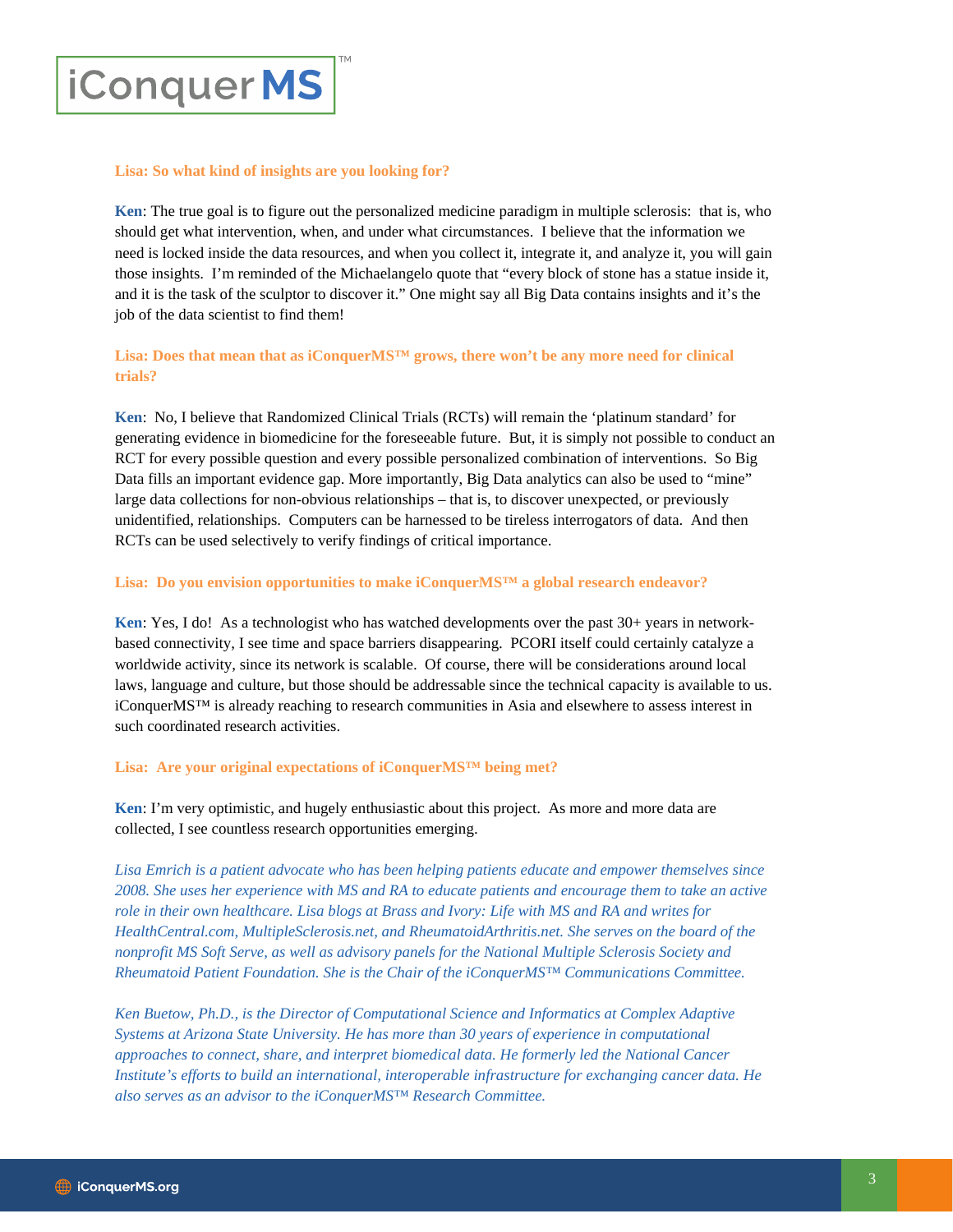**Lisa: So what kind of insights are you looking for?**

**Ken**: The true goal is to figure out the personalized medicine paradigm in multiple sclerosis: that is, who should get what intervention, when, and under what circumstances. I believe that the information we need is locked inside the data resources, and when you collect it, integrate it, and analyze it, you will gain those insights. I'm reminded of the Michaelangelo quote that "every block of stone has a statue inside it, and it is the task of the sculptor to discover it." One might say all Big Data contains insights and it's the job of the data scientist to find them!

**Lisa: Does that mean that as iConquerMS™ grows, there won't be any more need for clinical trials?**

**Ken**: No, I believe that Randomized Clinical Trials (RCTs) will remain the 'platinum standard' for generating evidence in biomedicine for the foreseeable future. But, it is simply not possible to conduct an RCT for every possible question and every possible personalized combination of interventions. So Big Data fills an important evidence gap. More importantly, Big Data analytics can also be used to "mine" large data collections for non-obvious relationships – that is, to discover unexpected, or previously unidentified, relationships. Computers can be harnessed to be tireless interrogators of data. And then RCTs can be used selectively to verify findings of critical importance.

**Lisa: Do you envision opportunities to make iConquerMS™ a global research endeavor?**

**Ken**: Yes, I do! As a technologist who has watched developments over the past 30+ years in network-based connectivity, I see time and space barriers disappearing. PCORI itself could certainly catalyze a worldwide activity, since its network is scalable. Of course, there will be considerations around local laws, language and culture, but those should be addressable since the technical capacity is available to us. iConquerMS™ is already reaching to research communities in Asia and elsewhere to assess interest in such coordinated research activities.

**Lisa: Are your original expectations of iConquerMS™ being met?**

**Ken**: I'm very optimistic, and hugely enthusiastic about this project. As more and more data are collected, I see countless research opportunities emerging.

*Lisa Emrich is a patient advocate who has been helping patients educate and empower themselves since 2008. She uses her experience with MS and RA to educate patients and encourage them to take an active role in their own healthcare. Lisa blogs at Brass and Ivory: Life with MS and RA and writes for HealthCentral.com, MultipleSclerosis.net, and RheumatoidArthritis.net. She serves on the board of the nonprofit MS Soft Serve, as well as advisory panels for the National Multiple Sclerosis Society and Rheumatoid Patient Foundation. She is the Chair of the iConquerMS™ Communications Committee.*

*Ken Buetow, Ph.D., is the Director of Computational Science and Informatics at Complex Adaptive Systems at Arizona State University. He has more than 30 years of experience in computational approaches to connect, share, and interpret biomedical data. He formerly led the National Cancer Institute's efforts to build an international, interoperable infrastructure for exchanging cancer data. He also serves as an advisor to the iConquerMS™ Research Committee.*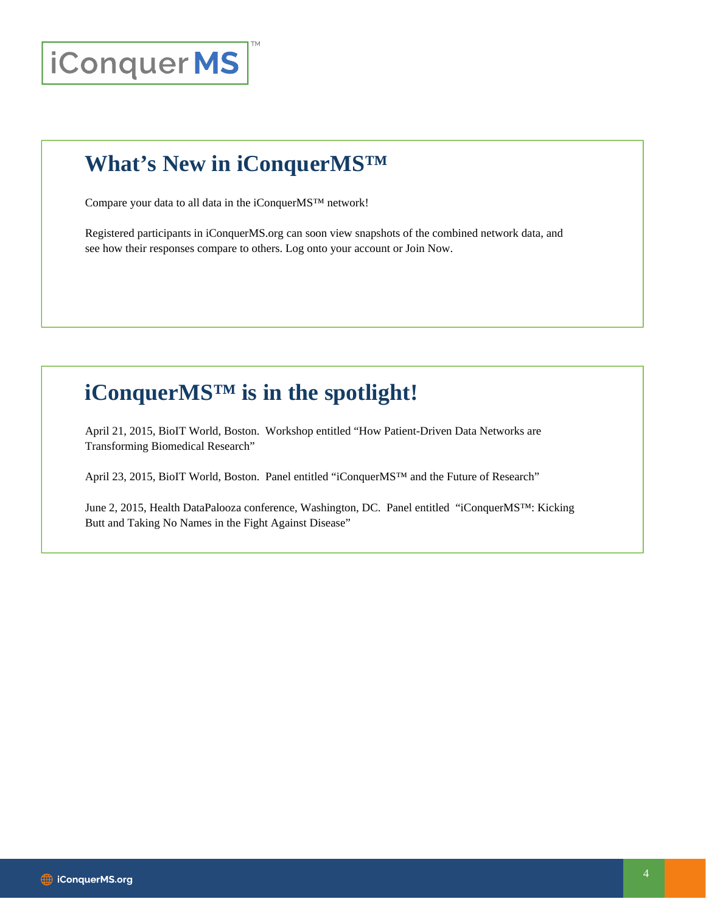## What's New in iConquerMS™

Compare your data to all data in the iConquerMS™ network!

Registered participants in iConquerMS.org can soon view snapshots of the combined network data, and see how their responses compare to others. Log onto your account or Join Now.

## iConquerMS™ is in the spotlight!

April 21, 2015, BioIT World, Boston. Workshop entitled "How Patient-Driven Data Networks are Transforming Biomedical Research"

April 23, 2015, BioIT World, Boston. Panel entitled "iConquerMS™ and the Future of Research"

June 2, 2015, Health DataPalooza conference, Washington, DC. Panel entitled "iConquerMS™: Kicking Butt and Taking No Names in the Fight Against Disease"